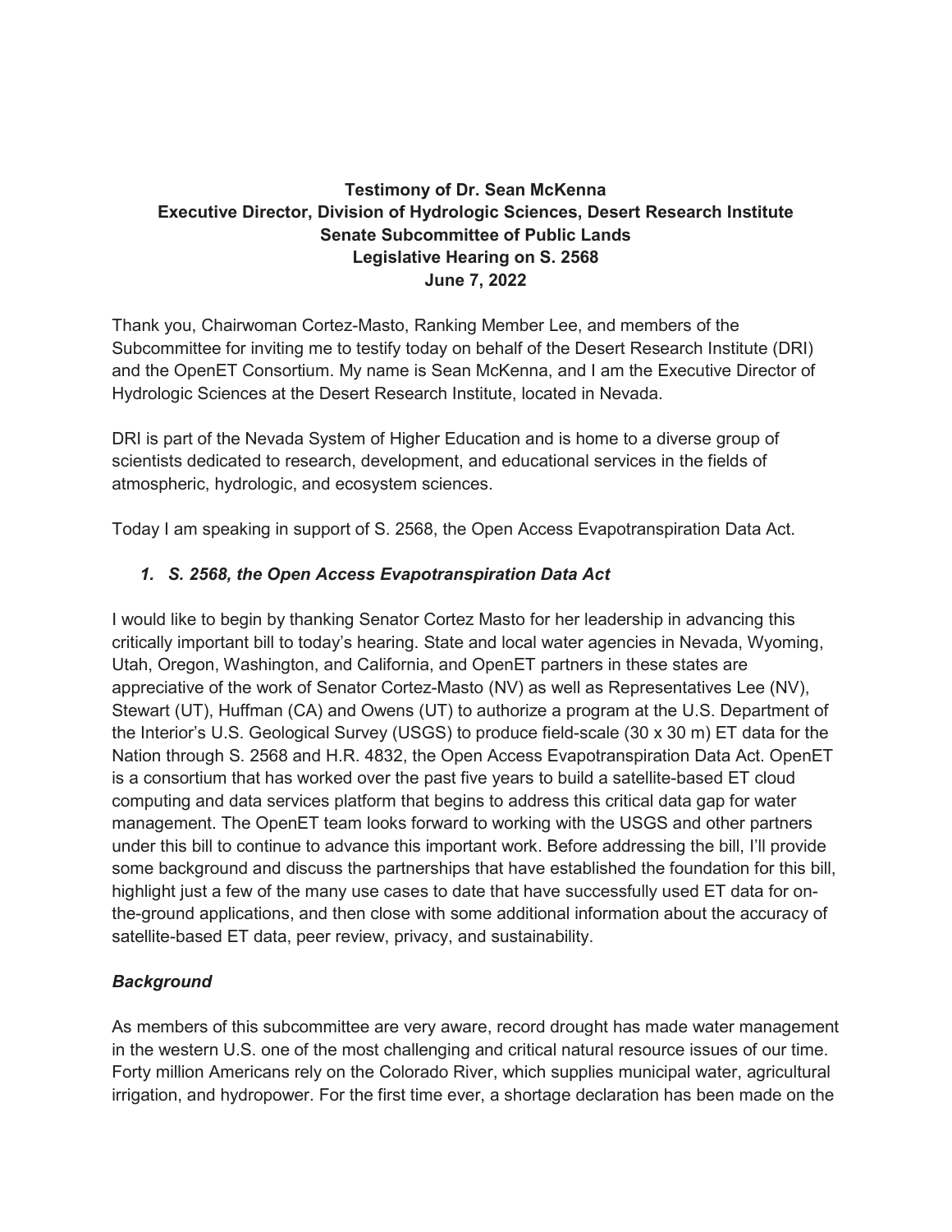**Testimony of Dr. Sean McKenna**
**Executive Director, Division of Hydrologic Sciences, Desert Research Institute**
**Senate Subcommittee of Public Lands**
**Legislative Hearing on S. 2568**
**June 7, 2022**

Thank you, Chairwoman Cortez-Masto, Ranking Member Lee, and members of the Subcommittee for inviting me to testify today on behalf of the Desert Research Institute (DRI) and the OpenET Consortium. My name is Sean McKenna, and I am the Executive Director of Hydrologic Sciences at the Desert Research Institute, located in Nevada.

DRI is part of the Nevada System of Higher Education and is home to a diverse group of scientists dedicated to research, development, and educational services in the fields of atmospheric, hydrologic, and ecosystem sciences.

Today I am speaking in support of S. 2568, the Open Access Evapotranspiration Data Act.

### *1. S. 2568, the Open Access Evapotranspiration Data Act*

I would like to begin by thanking Senator Cortez Masto for her leadership in advancing this critically important bill to today's hearing. State and local water agencies in Nevada, Wyoming, Utah, Oregon, Washington, and California, and OpenET partners in these states are appreciative of the work of Senator Cortez-Masto (NV) as well as Representatives Lee (NV), Stewart (UT), Huffman (CA) and Owens (UT) to authorize a program at the U.S. Department of the Interior's U.S. Geological Survey (USGS) to produce field-scale (30 x 30 m) ET data for the Nation through S. 2568 and H.R. 4832, the Open Access Evapotranspiration Data Act. OpenET is a consortium that has worked over the past five years to build a satellite-based ET cloud computing and data services platform that begins to address this critical data gap for water management. The OpenET team looks forward to working with the USGS and other partners under this bill to continue to advance this important work. Before addressing the bill, I'll provide some background and discuss the partnerships that have established the foundation for this bill, highlight just a few of the many use cases to date that have successfully used ET data for on-the-ground applications, and then close with some additional information about the accuracy of satellite-based ET data, peer review, privacy, and sustainability.

### *Background*

As members of this subcommittee are very aware, record drought has made water management in the western U.S. one of the most challenging and critical natural resource issues of our time. Forty million Americans rely on the Colorado River, which supplies municipal water, agricultural irrigation, and hydropower. For the first time ever, a shortage declaration has been made on the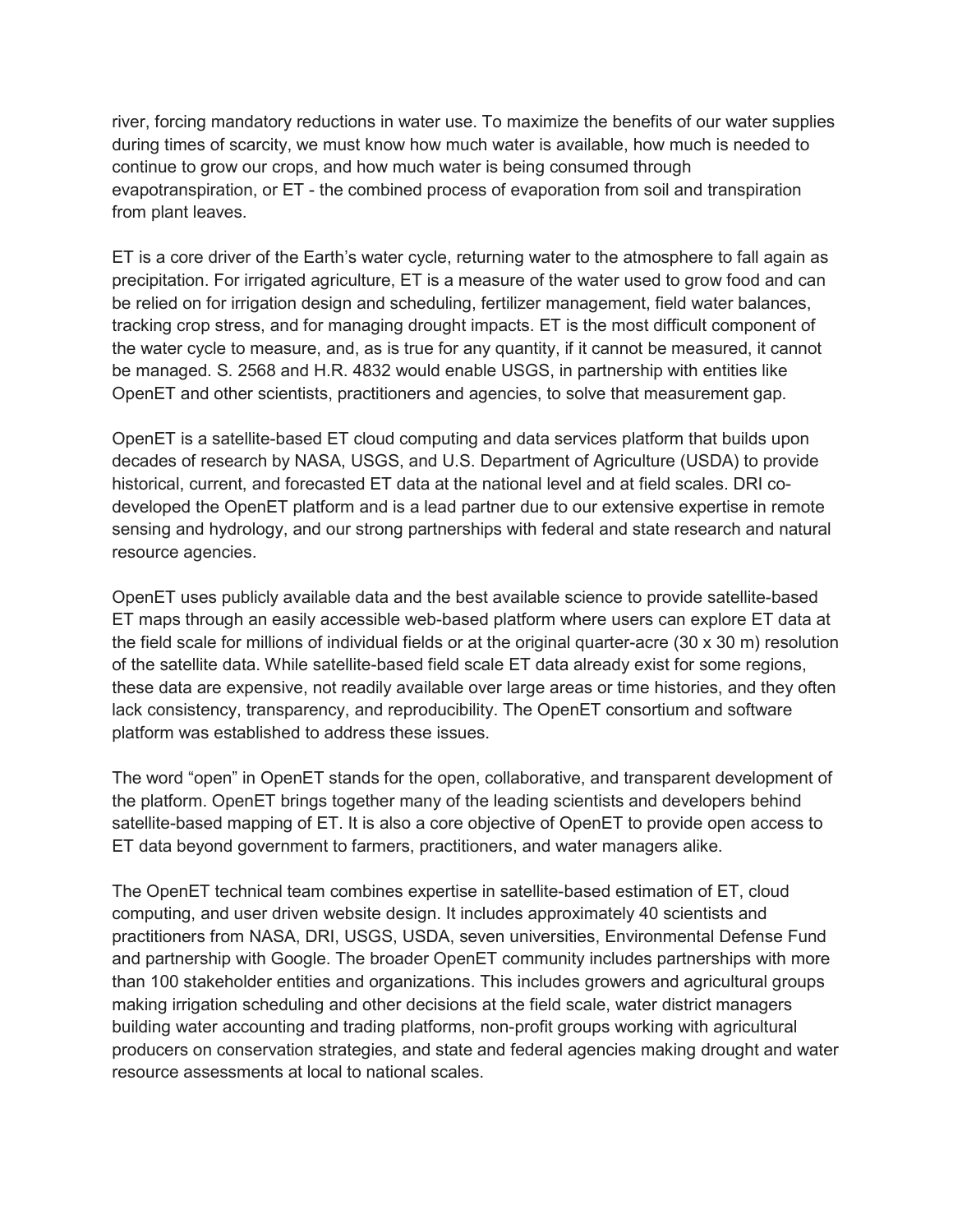river, forcing mandatory reductions in water use. To maximize the benefits of our water supplies during times of scarcity, we must know how much water is available, how much is needed to continue to grow our crops, and how much water is being consumed through evapotranspiration, or ET - the combined process of evaporation from soil and transpiration from plant leaves.

ET is a core driver of the Earth's water cycle, returning water to the atmosphere to fall again as precipitation. For irrigated agriculture, ET is a measure of the water used to grow food and can be relied on for irrigation design and scheduling, fertilizer management, field water balances, tracking crop stress, and for managing drought impacts. ET is the most difficult component of the water cycle to measure, and, as is true for any quantity, if it cannot be measured, it cannot be managed. S. 2568 and H.R. 4832 would enable USGS, in partnership with entities like OpenET and other scientists, practitioners and agencies, to solve that measurement gap.

OpenET is a satellite-based ET cloud computing and data services platform that builds upon decades of research by NASA, USGS, and U.S. Department of Agriculture (USDA) to provide historical, current, and forecasted ET data at the national level and at field scales. DRI co-developed the OpenET platform and is a lead partner due to our extensive expertise in remote sensing and hydrology, and our strong partnerships with federal and state research and natural resource agencies.

OpenET uses publicly available data and the best available science to provide satellite-based ET maps through an easily accessible web-based platform where users can explore ET data at the field scale for millions of individual fields or at the original quarter-acre (30 x 30 m) resolution of the satellite data. While satellite-based field scale ET data already exist for some regions, these data are expensive, not readily available over large areas or time histories, and they often lack consistency, transparency, and reproducibility. The OpenET consortium and software platform was established to address these issues.

The word "open" in OpenET stands for the open, collaborative, and transparent development of the platform. OpenET brings together many of the leading scientists and developers behind satellite-based mapping of ET. It is also a core objective of OpenET to provide open access to ET data beyond government to farmers, practitioners, and water managers alike.

The OpenET technical team combines expertise in satellite-based estimation of ET, cloud computing, and user driven website design. It includes approximately 40 scientists and practitioners from NASA, DRI, USGS, USDA, seven universities, Environmental Defense Fund and partnership with Google. The broader OpenET community includes partnerships with more than 100 stakeholder entities and organizations. This includes growers and agricultural groups making irrigation scheduling and other decisions at the field scale, water district managers building water accounting and trading platforms, non-profit groups working with agricultural producers on conservation strategies, and state and federal agencies making drought and water resource assessments at local to national scales.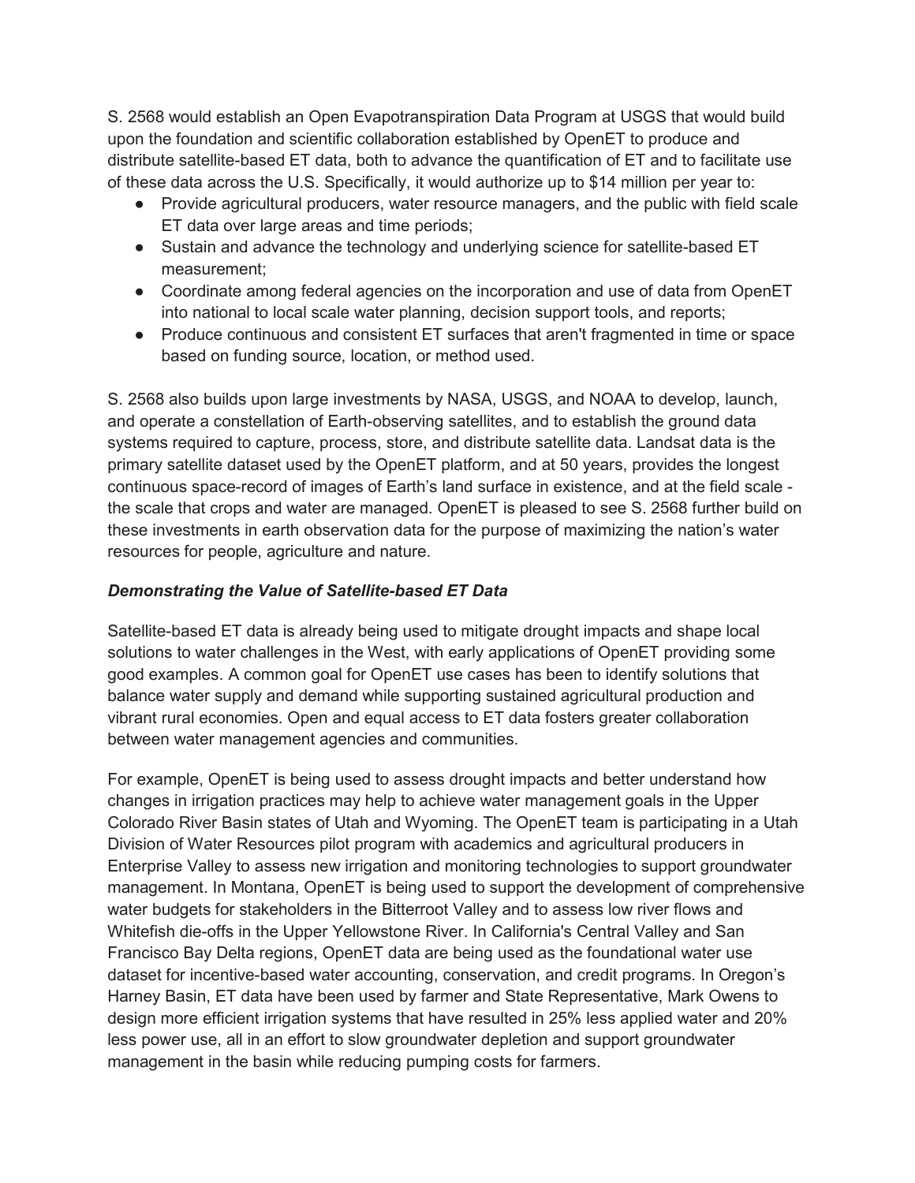S. 2568 would establish an Open Evapotranspiration Data Program at USGS that would build upon the foundation and scientific collaboration established by OpenET to produce and distribute satellite-based ET data, both to advance the quantification of ET and to facilitate use of these data across the U.S. Specifically, it would authorize up to $14 million per year to:

- Provide agricultural producers, water resource managers, and the public with field scale ET data over large areas and time periods;
- Sustain and advance the technology and underlying science for satellite-based ET measurement;
- Coordinate among federal agencies on the incorporation and use of data from OpenET into national to local scale water planning, decision support tools, and reports;
- Produce continuous and consistent ET surfaces that aren't fragmented in time or space based on funding source, location, or method used.

S. 2568 also builds upon large investments by NASA, USGS, and NOAA to develop, launch, and operate a constellation of Earth-observing satellites, and to establish the ground data systems required to capture, process, store, and distribute satellite data. Landsat data is the primary satellite dataset used by the OpenET platform, and at 50 years, provides the longest continuous space-record of images of Earth's land surface in existence, and at the field scale - the scale that crops and water are managed. OpenET is pleased to see S. 2568 further build on these investments in earth observation data for the purpose of maximizing the nation's water resources for people, agriculture and nature.

### *Demonstrating the Value of Satellite-based ET Data*

Satellite-based ET data is already being used to mitigate drought impacts and shape local solutions to water challenges in the West, with early applications of OpenET providing some good examples. A common goal for OpenET use cases has been to identify solutions that balance water supply and demand while supporting sustained agricultural production and vibrant rural economies. Open and equal access to ET data fosters greater collaboration between water management agencies and communities.

For example, OpenET is being used to assess drought impacts and better understand how changes in irrigation practices may help to achieve water management goals in the Upper Colorado River Basin states of Utah and Wyoming. The OpenET team is participating in a Utah Division of Water Resources pilot program with academics and agricultural producers in Enterprise Valley to assess new irrigation and monitoring technologies to support groundwater management. In Montana, OpenET is being used to support the development of comprehensive water budgets for stakeholders in the Bitterroot Valley and to assess low river flows and Whitefish die-offs in the Upper Yellowstone River. In California's Central Valley and San Francisco Bay Delta regions, OpenET data are being used as the foundational water use dataset for incentive-based water accounting, conservation, and credit programs. In Oregon's Harney Basin, ET data have been used by farmer and State Representative, Mark Owens to design more efficient irrigation systems that have resulted in 25% less applied water and 20% less power use, all in an effort to slow groundwater depletion and support groundwater management in the basin while reducing pumping costs for farmers.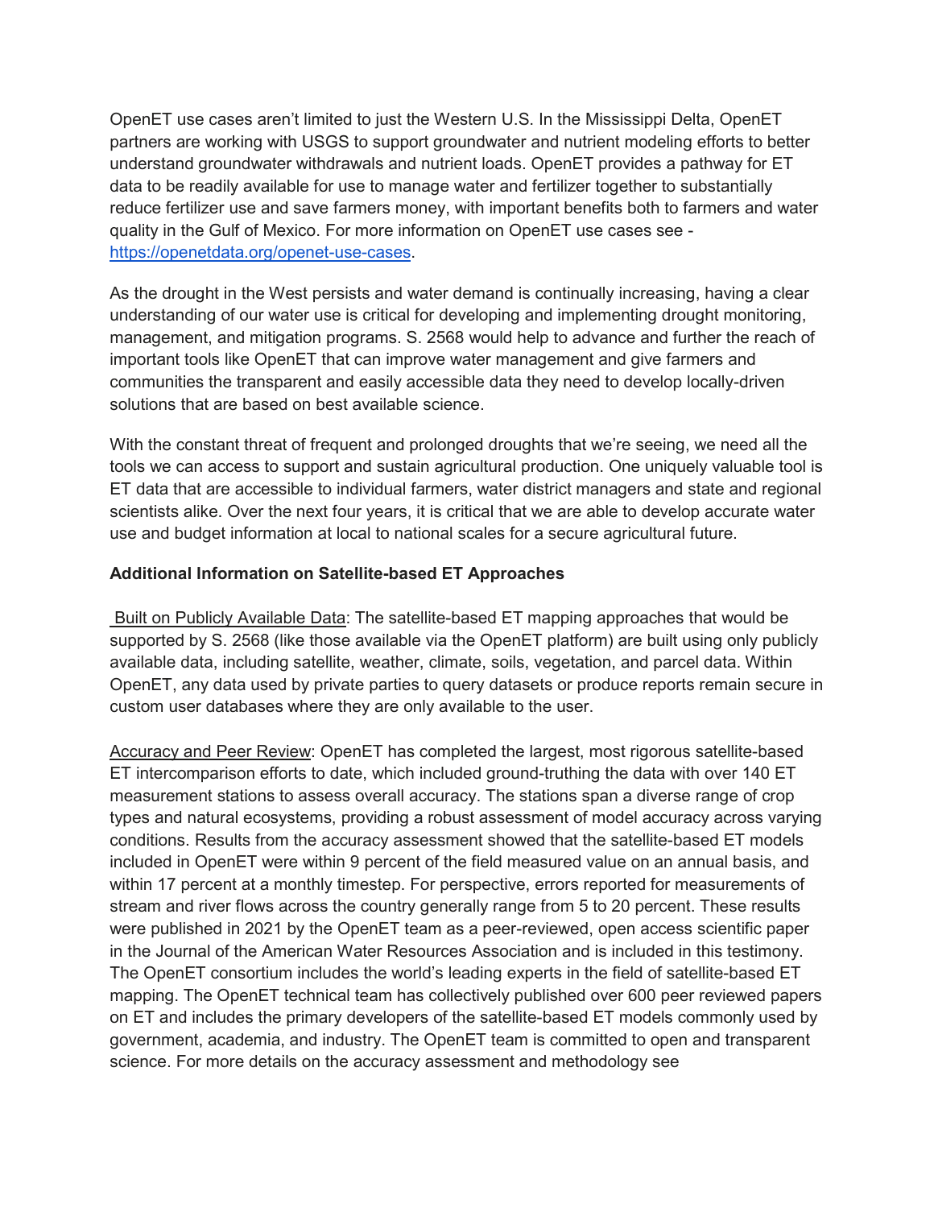OpenET use cases aren't limited to just the Western U.S. In the Mississippi Delta, OpenET partners are working with USGS to support groundwater and nutrient modeling efforts to better understand groundwater withdrawals and nutrient loads. OpenET provides a pathway for ET data to be readily available for use to manage water and fertilizer together to substantially reduce fertilizer use and save farmers money, with important benefits both to farmers and water quality in the Gulf of Mexico. For more information on OpenET use cases see - https://openetdata.org/openet-use-cases.

As the drought in the West persists and water demand is continually increasing, having a clear understanding of our water use is critical for developing and implementing drought monitoring, management, and mitigation programs. S. 2568 would help to advance and further the reach of important tools like OpenET that can improve water management and give farmers and communities the transparent and easily accessible data they need to develop locally-driven solutions that are based on best available science.

With the constant threat of frequent and prolonged droughts that we're seeing, we need all the tools we can access to support and sustain agricultural production. One uniquely valuable tool is ET data that are accessible to individual farmers, water district managers and state and regional scientists alike. Over the next four years, it is critical that we are able to develop accurate water use and budget information at local to national scales for a secure agricultural future.

**Additional Information on Satellite-based ET Approaches**

Built on Publicly Available Data: The satellite-based ET mapping approaches that would be supported by S. 2568 (like those available via the OpenET platform) are built using only publicly available data, including satellite, weather, climate, soils, vegetation, and parcel data. Within OpenET, any data used by private parties to query datasets or produce reports remain secure in custom user databases where they are only available to the user.

Accuracy and Peer Review: OpenET has completed the largest, most rigorous satellite-based ET intercomparison efforts to date, which included ground-truthing the data with over 140 ET measurement stations to assess overall accuracy. The stations span a diverse range of crop types and natural ecosystems, providing a robust assessment of model accuracy across varying conditions. Results from the accuracy assessment showed that the satellite-based ET models included in OpenET were within 9 percent of the field measured value on an annual basis, and within 17 percent at a monthly timestep. For perspective, errors reported for measurements of stream and river flows across the country generally range from 5 to 20 percent. These results were published in 2021 by the OpenET team as a peer-reviewed, open access scientific paper in the Journal of the American Water Resources Association and is included in this testimony. The OpenET consortium includes the world's leading experts in the field of satellite-based ET mapping. The OpenET technical team has collectively published over 600 peer reviewed papers on ET and includes the primary developers of the satellite-based ET models commonly used by government, academia, and industry. The OpenET team is committed to open and transparent science. For more details on the accuracy assessment and methodology see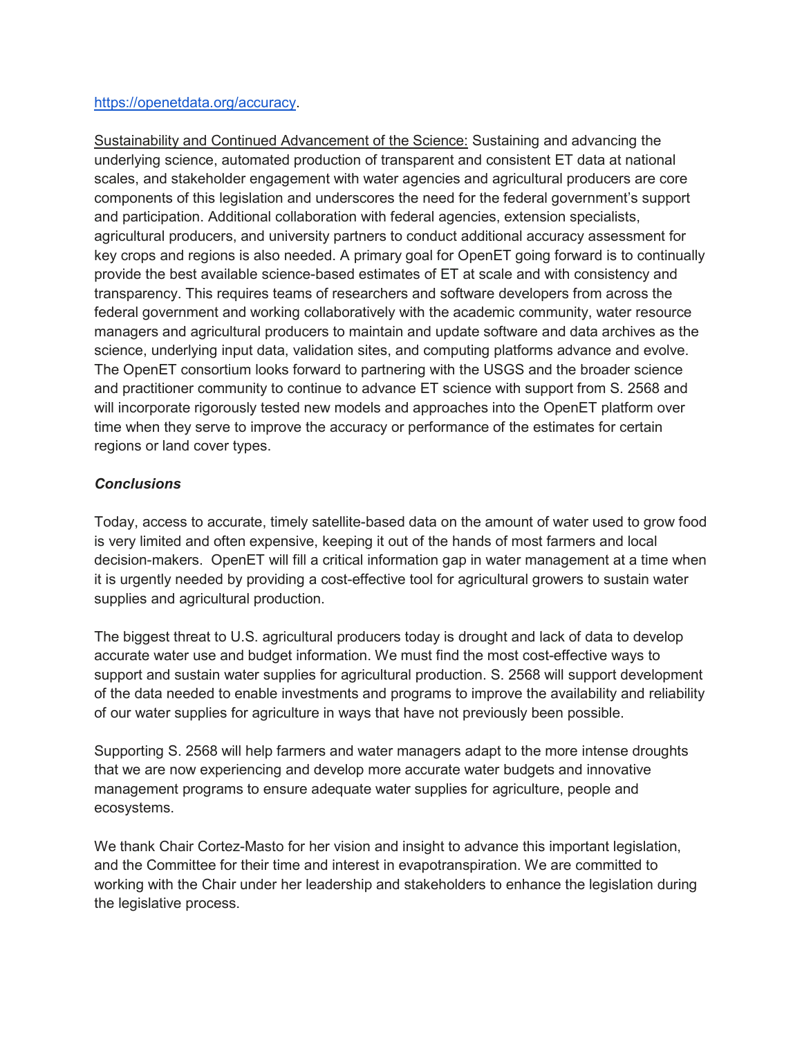https://openetdata.org/accuracy.

<u>Sustainability and Continued Advancement of the Science:</u> Sustaining and advancing the underlying science, automated production of transparent and consistent ET data at national scales, and stakeholder engagement with water agencies and agricultural producers are core components of this legislation and underscores the need for the federal government's support and participation. Additional collaboration with federal agencies, extension specialists, agricultural producers, and university partners to conduct additional accuracy assessment for key crops and regions is also needed. A primary goal for OpenET going forward is to continually provide the best available science-based estimates of ET at scale and with consistency and transparency. This requires teams of researchers and software developers from across the federal government and working collaboratively with the academic community, water resource managers and agricultural producers to maintain and update software and data archives as the science, underlying input data, validation sites, and computing platforms advance and evolve. The OpenET consortium looks forward to partnering with the USGS and the broader science and practitioner community to continue to advance ET science with support from S. 2568 and will incorporate rigorously tested new models and approaches into the OpenET platform over time when they serve to improve the accuracy or performance of the estimates for certain regions or land cover types.

***Conclusions***

Today, access to accurate, timely satellite-based data on the amount of water used to grow food is very limited and often expensive, keeping it out of the hands of most farmers and local decision-makers. OpenET will fill a critical information gap in water management at a time when it is urgently needed by providing a cost-effective tool for agricultural growers to sustain water supplies and agricultural production.

The biggest threat to U.S. agricultural producers today is drought and lack of data to develop accurate water use and budget information. We must find the most cost-effective ways to support and sustain water supplies for agricultural production. S. 2568 will support development of the data needed to enable investments and programs to improve the availability and reliability of our water supplies for agriculture in ways that have not previously been possible.

Supporting S. 2568 will help farmers and water managers adapt to the more intense droughts that we are now experiencing and develop more accurate water budgets and innovative management programs to ensure adequate water supplies for agriculture, people and ecosystems.

We thank Chair Cortez-Masto for her vision and insight to advance this important legislation, and the Committee for their time and interest in evapotranspiration. We are committed to working with the Chair under her leadership and stakeholders to enhance the legislation during the legislative process.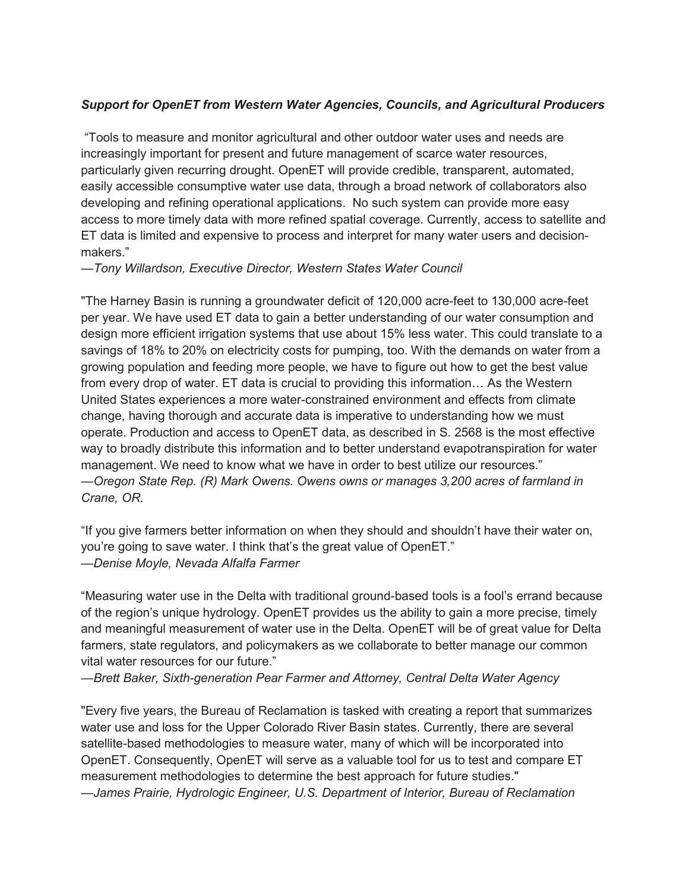***Support for OpenET from Western Water Agencies, Councils, and Agricultural Producers***

"Tools to measure and monitor agricultural and other outdoor water uses and needs are increasingly important for present and future management of scarce water resources, particularly given recurring drought. OpenET will provide credible, transparent, automated, easily accessible consumptive water use data, through a broad network of collaborators also developing and refining operational applications. No such system can provide more easy access to more timely data with more refined spatial coverage. Currently, access to satellite and ET data is limited and expensive to process and interpret for many water users and decision-makers."
*—Tony Willardson, Executive Director, Western States Water Council*

"The Harney Basin is running a groundwater deficit of 120,000 acre-feet to 130,000 acre-feet per year. We have used ET data to gain a better understanding of our water consumption and design more efficient irrigation systems that use about 15% less water. This could translate to a savings of 18% to 20% on electricity costs for pumping, too. With the demands on water from a growing population and feeding more people, we have to figure out how to get the best value from every drop of water. ET data is crucial to providing this information… As the Western United States experiences a more water-constrained environment and effects from climate change, having thorough and accurate data is imperative to understanding how we must operate. Production and access to OpenET data, as described in S. 2568 is the most effective way to broadly distribute this information and to better understand evapotranspiration for water management. We need to know what we have in order to best utilize our resources."
*—Oregon State Rep. (R) Mark Owens. Owens owns or manages 3,200 acres of farmland in Crane, OR.*

"If you give farmers better information on when they should and shouldn't have their water on, you're going to save water. I think that's the great value of OpenET."
*—Denise Moyle, Nevada Alfalfa Farmer*

"Measuring water use in the Delta with traditional ground-based tools is a fool's errand because of the region's unique hydrology. OpenET provides us the ability to gain a more precise, timely and meaningful measurement of water use in the Delta. OpenET will be of great value for Delta farmers, state regulators, and policymakers as we collaborate to better manage our common vital water resources for our future."
*—Brett Baker, Sixth-generation Pear Farmer and Attorney, Central Delta Water Agency*

"Every five years, the Bureau of Reclamation is tasked with creating a report that summarizes water use and loss for the Upper Colorado River Basin states. Currently, there are several satellite-based methodologies to measure water, many of which will be incorporated into OpenET. Consequently, OpenET will serve as a valuable tool for us to test and compare ET measurement methodologies to determine the best approach for future studies."
*—James Prairie, Hydrologic Engineer, U.S. Department of Interior, Bureau of Reclamation*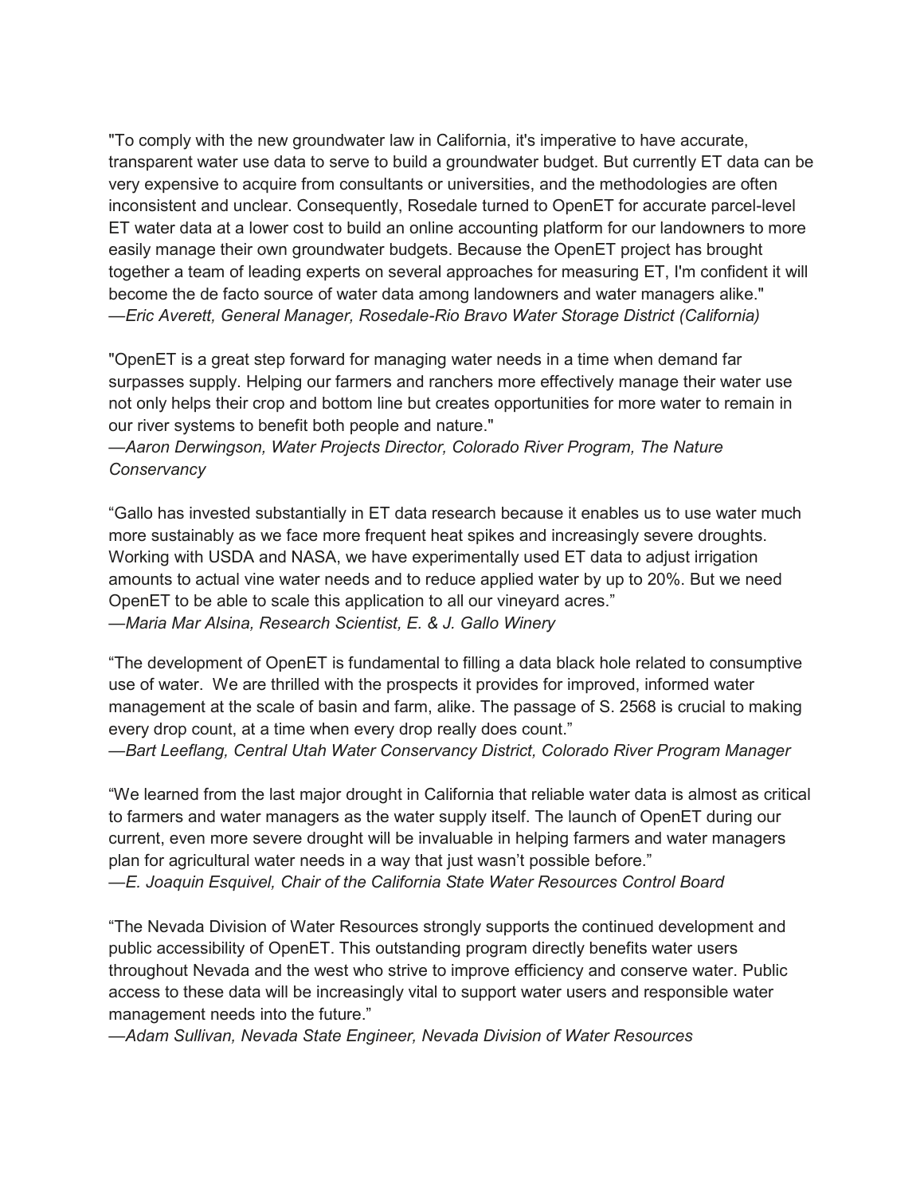"To comply with the new groundwater law in California, it's imperative to have accurate, transparent water use data to serve to build a groundwater budget. But currently ET data can be very expensive to acquire from consultants or universities, and the methodologies are often inconsistent and unclear. Consequently, Rosedale turned to OpenET for accurate parcel-level ET water data at a lower cost to build an online accounting platform for our landowners to more easily manage their own groundwater budgets. Because the OpenET project has brought together a team of leading experts on several approaches for measuring ET, I'm confident it will become the de facto source of water data among landowners and water managers alike."
*—Eric Averett, General Manager, Rosedale-Rio Bravo Water Storage District (California)*

"OpenET is a great step forward for managing water needs in a time when demand far surpasses supply. Helping our farmers and ranchers more effectively manage their water use not only helps their crop and bottom line but creates opportunities for more water to remain in our river systems to benefit both people and nature."
*—Aaron Derwingson, Water Projects Director, Colorado River Program, The Nature Conservancy*

"Gallo has invested substantially in ET data research because it enables us to use water much more sustainably as we face more frequent heat spikes and increasingly severe droughts. Working with USDA and NASA, we have experimentally used ET data to adjust irrigation amounts to actual vine water needs and to reduce applied water by up to 20%. But we need OpenET to be able to scale this application to all our vineyard acres."
*—Maria Mar Alsina, Research Scientist, E. & J. Gallo Winery*

"The development of OpenET is fundamental to filling a data black hole related to consumptive use of water. We are thrilled with the prospects it provides for improved, informed water management at the scale of basin and farm, alike. The passage of S. 2568 is crucial to making every drop count, at a time when every drop really does count."
*—Bart Leeflang, Central Utah Water Conservancy District, Colorado River Program Manager*

"We learned from the last major drought in California that reliable water data is almost as critical to farmers and water managers as the water supply itself. The launch of OpenET during our current, even more severe drought will be invaluable in helping farmers and water managers plan for agricultural water needs in a way that just wasn't possible before."
*—E. Joaquin Esquivel, Chair of the California State Water Resources Control Board*

"The Nevada Division of Water Resources strongly supports the continued development and public accessibility of OpenET. This outstanding program directly benefits water users throughout Nevada and the west who strive to improve efficiency and conserve water. Public access to these data will be increasingly vital to support water users and responsible water management needs into the future."
*—Adam Sullivan, Nevada State Engineer, Nevada Division of Water Resources*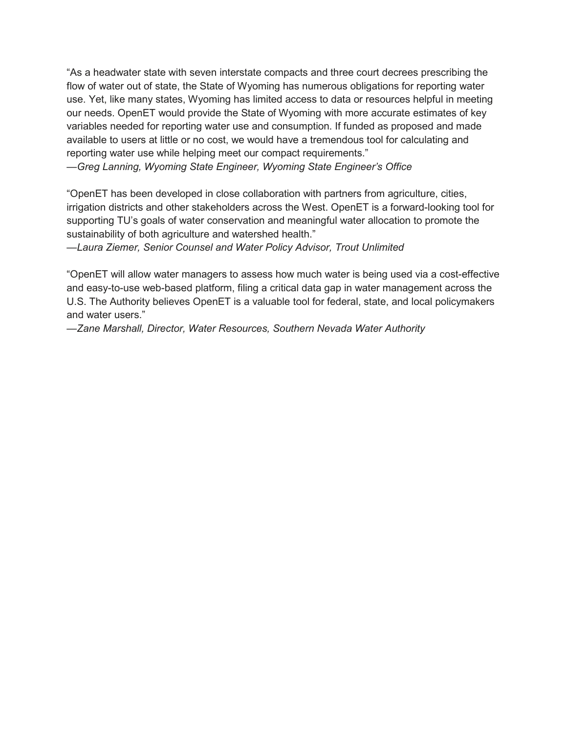"As a headwater state with seven interstate compacts and three court decrees prescribing the flow of water out of state, the State of Wyoming has numerous obligations for reporting water use. Yet, like many states, Wyoming has limited access to data or resources helpful in meeting our needs. OpenET would provide the State of Wyoming with more accurate estimates of key variables needed for reporting water use and consumption. If funded as proposed and made available to users at little or no cost, we would have a tremendous tool for calculating and reporting water use while helping meet our compact requirements."
—*Greg Lanning, Wyoming State Engineer, Wyoming State Engineer's Office*

"OpenET has been developed in close collaboration with partners from agriculture, cities, irrigation districts and other stakeholders across the West. OpenET is a forward-looking tool for supporting TU's goals of water conservation and meaningful water allocation to promote the sustainability of both agriculture and watershed health."
—*Laura Ziemer, Senior Counsel and Water Policy Advisor, Trout Unlimited*

"OpenET will allow water managers to assess how much water is being used via a cost-effective and easy-to-use web-based platform, filing a critical data gap in water management across the U.S. The Authority believes OpenET is a valuable tool for federal, state, and local policymakers and water users."
—*Zane Marshall, Director, Water Resources, Southern Nevada Water Authority*